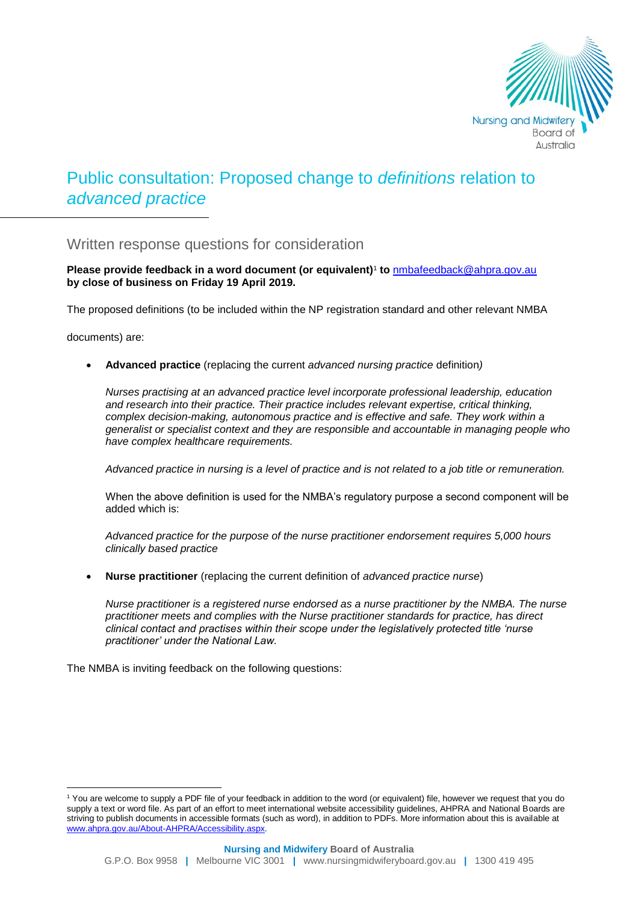# Public consultation: Proposed change to *definitions* relation to *advanced practice*

## Written response questions for consideration

**Please provide feedback in a word document (or equivalent)**[1] **to** [nmbafeedback@ahpra.gov.au](mailto:nmbafeedback@ahpra.gov.au) **by close of business on Friday 19 April 2019.**

The proposed definitions (to be included within the NP registration standard and other relevant NMBA

documents) are:

- **Advanced practice** (replacing the current *advanced nursing practice* definition*)*

  *Nurses practising at an advanced practice level incorporate professional leadership, education and research into their practice. Their practice includes relevant expertise, critical thinking, complex decision-making, autonomous practice and is effective and safe. They work within a generalist or specialist context and they are responsible and accountable in managing people who have complex healthcare requirements.*

  *Advanced practice in nursing is a level of practice and is not related to a job title or remuneration.*

  When the above definition is used for the NMBA's regulatory purpose a second component will be added which is:

  *Advanced practice for the purpose of the nurse practitioner endorsement requires 5,000 hours clinically based practice*

- **Nurse practitioner** (replacing the current definition of *advanced practice nurse*)

  *Nurse practitioner is a registered nurse endorsed as a nurse practitioner by the NMBA. The nurse practitioner meets and complies with the Nurse practitioner standards for practice, has direct clinical contact and practises within their scope under the legislatively protected title 'nurse practitioner' under the National Law.*

The NMBA is inviting feedback on the following questions:

---

[1] You are welcome to supply a PDF file of your feedback in addition to the word (or equivalent) file, however we request that you do supply a text or word file. As part of an effort to meet international website accessibility guidelines, AHPRA and National Boards are striving to publish documents in accessible formats (such as word), in addition to PDFs. More information about this is available at [www.ahpra.gov.au/About-AHPRA/Accessibility.aspx](http://www.ahpra.gov.au/About-AHPRA/Accessibility.aspx).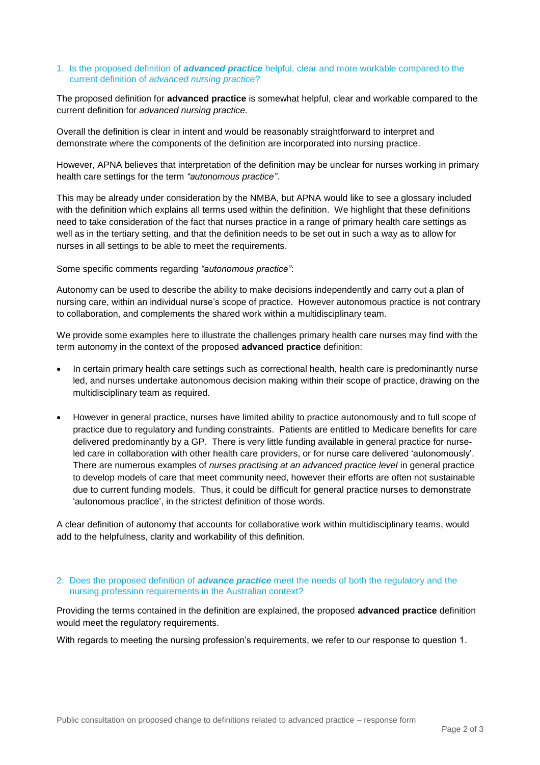1. Is the proposed definition of ***advanced practice*** helpful, clear and more workable compared to the current definition of *advanced nursing practice*?

The proposed definition for **advanced practice** is somewhat helpful, clear and workable compared to the current definition for *advanced nursing practice.*

Overall the definition is clear in intent and would be reasonably straightforward to interpret and demonstrate where the components of the definition are incorporated into nursing practice.

However, APNA believes that interpretation of the definition may be unclear for nurses working in primary health care settings for the term *"autonomous practice"*.

This may be already under consideration by the NMBA, but APNA would like to see a glossary included with the definition which explains all terms used within the definition. We highlight that these definitions need to take consideration of the fact that nurses practice in a range of primary health care settings as well as in the tertiary setting, and that the definition needs to be set out in such a way as to allow for nurses in all settings to be able to meet the requirements.

Some specific comments regarding *"autonomous practice"*:

Autonomy can be used to describe the ability to make decisions independently and carry out a plan of nursing care, within an individual nurse's scope of practice. However autonomous practice is not contrary to collaboration, and complements the shared work within a multidisciplinary team.

We provide some examples here to illustrate the challenges primary health care nurses may find with the term autonomy in the context of the proposed **advanced practice** definition:

- In certain primary health care settings such as correctional health, health care is predominantly nurse led, and nurses undertake autonomous decision making within their scope of practice, drawing on the multidisciplinary team as required.

- However in general practice, nurses have limited ability to practice autonomously and to full scope of practice due to regulatory and funding constraints. Patients are entitled to Medicare benefits for care delivered predominantly by a GP. There is very little funding available in general practice for nurse-led care in collaboration with other health care providers, or for nurse care delivered 'autonomously'. There are numerous examples of *nurses practising at an advanced practice level* in general practice to develop models of care that meet community need, however their efforts are often not sustainable due to current funding models. Thus, it could be difficult for general practice nurses to demonstrate 'autonomous practice', in the strictest definition of those words.

A clear definition of autonomy that accounts for collaborative work within multidisciplinary teams, would add to the helpfulness, clarity and workability of this definition.

2. Does the proposed definition of ***advance practice*** meet the needs of both the regulatory and the nursing profession requirements in the Australian context?

Providing the terms contained in the definition are explained, the proposed **advanced practice** definition would meet the regulatory requirements.

With regards to meeting the nursing profession's requirements, we refer to our response to question 1.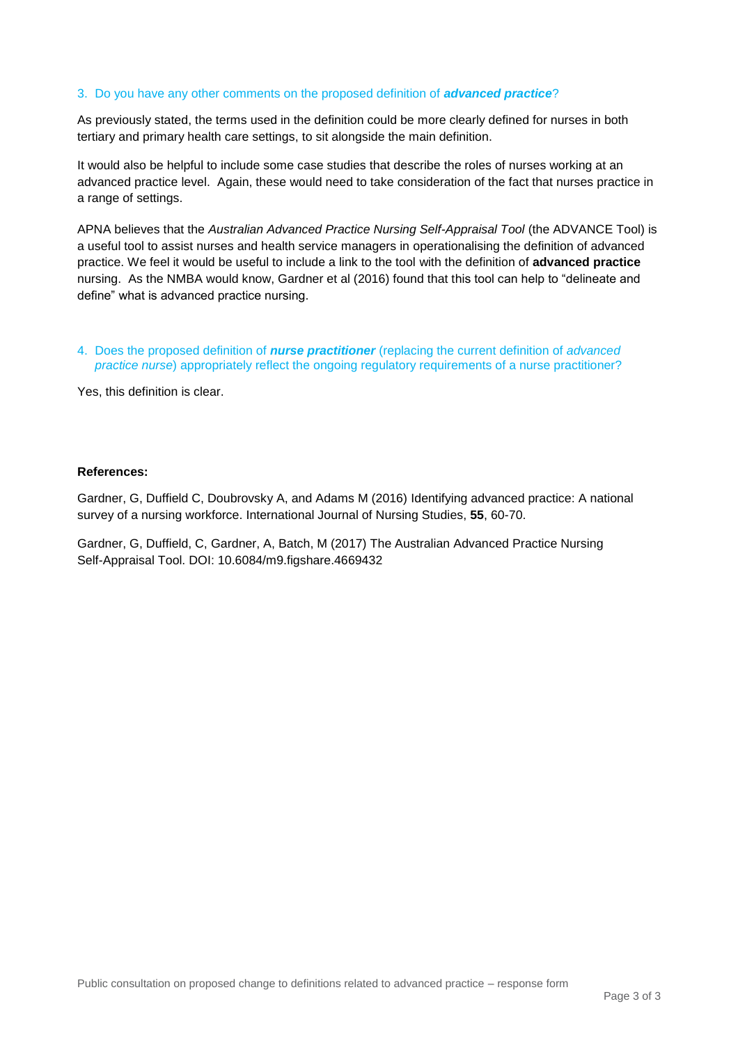3. Do you have any other comments on the proposed definition of ***advanced practice***?

As previously stated, the terms used in the definition could be more clearly defined for nurses in both tertiary and primary health care settings, to sit alongside the main definition.

It would also be helpful to include some case studies that describe the roles of nurses working at an advanced practice level. Again, these would need to take consideration of the fact that nurses practice in a range of settings.

APNA believes that the *Australian Advanced Practice Nursing Self-Appraisal Tool* (the ADVANCE Tool) is a useful tool to assist nurses and health service managers in operationalising the definition of advanced practice. We feel it would be useful to include a link to the tool with the definition of **advanced practice** nursing. As the NMBA would know, Gardner et al (2016) found that this tool can help to "delineate and define" what is advanced practice nursing.

4. Does the proposed definition of ***nurse practitioner*** (replacing the current definition of *advanced practice nurse*) appropriately reflect the ongoing regulatory requirements of a nurse practitioner?

Yes, this definition is clear.

**References:**

Gardner, G, Duffield C, Doubrovsky A, and Adams M (2016) Identifying advanced practice: A national survey of a nursing workforce. International Journal of Nursing Studies, **55**, 60-70.

Gardner, G, Duffield, C, Gardner, A, Batch, M (2017) The Australian Advanced Practice Nursing Self-Appraisal Tool. DOI: 10.6084/m9.figshare.4669432